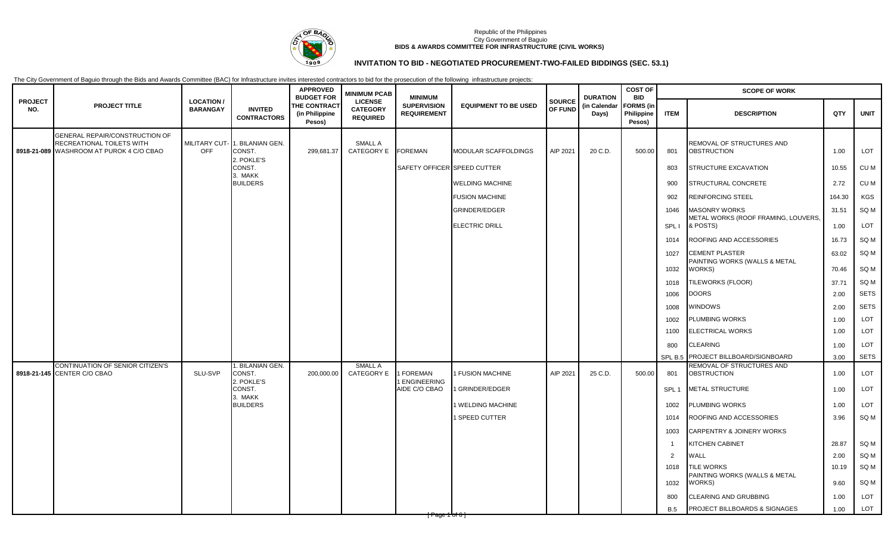Republic of the Philippines
City Government of Baguio
**BIDS & AWARDS COMMITTEE FOR INFRASTRUCTURE (CIVIL WORKS)**

## INVITATION TO BID - NEGOTIATED PROCUREMENT-TWO-FAILED BIDDINGS (SEC. 53.1)

The City Government of Baguio through the Bids and Awards Committee (BAC) for Infrastructure invites interested contractors to bid for the prosecution of the following infrastructure projects:

| PROJECT NO. | PROJECT TITLE | LOCATION / BARANGAY | INVITED CONTRACTORS | APPROVED BUDGET FOR THE CONTRACT (in Philippine Pesos) | MINIMUM PCAB LICENSE CATEGORY REQUIRED | MINIMUM SUPERVISION REQUIREMENT | EQUIPMENT TO BE USED | SOURCE OF FUND | DURATION (in Calendar Days) | COST OF BID FORMS (in Philippine Pesos) | SCOPE OF WORK | | | |
|---|---|---|---|---|---|---|---|---|---|---|---|---|---|---|
| | | | | | | | | | | | ITEM | DESCRIPTION | QTY | UNIT |
| 8918-21-089 | GENERAL REPAIR/CONSTRUCTION OF RECREATIONAL TOILETS WITH WASHROOM AT PUROK 4 C/O CBAO | MILITARY CUT-OFF | 1. BILANIAN GEN. CONST. | 299,681.37 | SMALL A CATEGORY E | FOREMAN | MODULAR SCAFFOLDINGS | AIP 2021 | 20 C.D. | 500.00 | 801 | REMOVAL OF STRUCTURES AND OBSTRUCTION | 1.00 | LOT |
| | | | 2. POKLE'S CONST. | | | SAFETY OFFICER | SPEED CUTTER | | | | 803 | STRUCTURE EXCAVATION | 10.55 | CU M |
| | | | 3. MAKK BUILDERS | | | | WELDING MACHINE | | | | 900 | STRUCTURAL CONCRETE | 2.72 | CU M |
| | | | | | | | FUSION MACHINE | | | | 902 | REINFORCING STEEL | 164.30 | KGS |
| | | | | | | | GRINDER/EDGER | | | | 1046 | MASONRY WORKS | 31.51 | SQ M |
| | | | | | | | ELECTRIC DRILL | | | | SPL I | METAL WORKS (ROOF FRAMING, LOUVERS, & POSTS) | 1.00 | LOT |
| | | | | | | | | | | | 1014 | ROOFING AND ACCESSORIES | 16.73 | SQ M |
| | | | | | | | | | | | 1027 | CEMENT PLASTER | 63.02 | SQ M |
| | | | | | | | | | | | 1032 | PAINTING WORKS (WALLS & METAL WORKS) | 70.46 | SQ M |
| | | | | | | | | | | | 1018 | TILEWORKS (FLOOR) | 37.71 | SQ M |
| | | | | | | | | | | | 1006 | DOORS | 2.00 | SETS |
| | | | | | | | | | | | 1008 | WINDOWS | 2.00 | SETS |
| | | | | | | | | | | | 1002 | PLUMBING WORKS | 1.00 | LOT |
| | | | | | | | | | | | 1100 | ELECTRICAL WORKS | 1.00 | LOT |
| | | | | | | | | | | | 800 | CLEARING | 1.00 | LOT |
| | | | | | | | | | | | SPL B.5 | PROJECT BILLBOARD/SIGNBOARD | 3.00 | SETS |
| 8918-21-145 | CONTINUATION OF SENIOR CITIZEN'S CENTER C/O CBAO | SLU-SVP | 1. BILANIAN GEN. CONST. | 200,000.00 | SMALL A CATEGORY E | 1 FOREMAN | 1 FUSION MACHINE | AIP 2021 | 25 C.D. | 500.00 | 801 | REMOVAL OF STRUCTURES AND OBSTRUCTION | 1.00 | LOT |
| | | | 2. POKLE'S CONST. | | | 1 ENGINEERING AIDE C/O CBAO | 1 GRINDER/EDGER | | | | SPL 1 | METAL STRUCTURE | 1.00 | LOT |
| | | | 3. MAKK BUILDERS | | | | 1 WELDING MACHINE | | | | 1002 | PLUMBING WORKS | 1.00 | LOT |
| | | | | | | | 1 SPEED CUTTER | | | | 1014 | ROOFING AND ACCESSORIES | 3.96 | SQ M |
| | | | | | | | | | | | 1003 | CARPENTRY & JOINERY WORKS | | |
| | | | | | | | | | | | 1 | KITCHEN CABINET | 28.87 | SQ M |
| | | | | | | | | | | | 2 | WALL | 2.00 | SQ M |
| | | | | | | | | | | | 1018 | TILE WORKS | 10.19 | SQ M |
| | | | | | | | | | | | 1032 | PAINTING WORKS (WALLS & METAL WORKS) | 9.60 | SQ M |
| | | | | | | | | | | | 800 | CLEARING AND GRUBBING | 1.00 | LOT |
| | | | | | | | | | | | B.5 | PROJECT BILLBOARDS & SIGNAGES | 1.00 | LOT |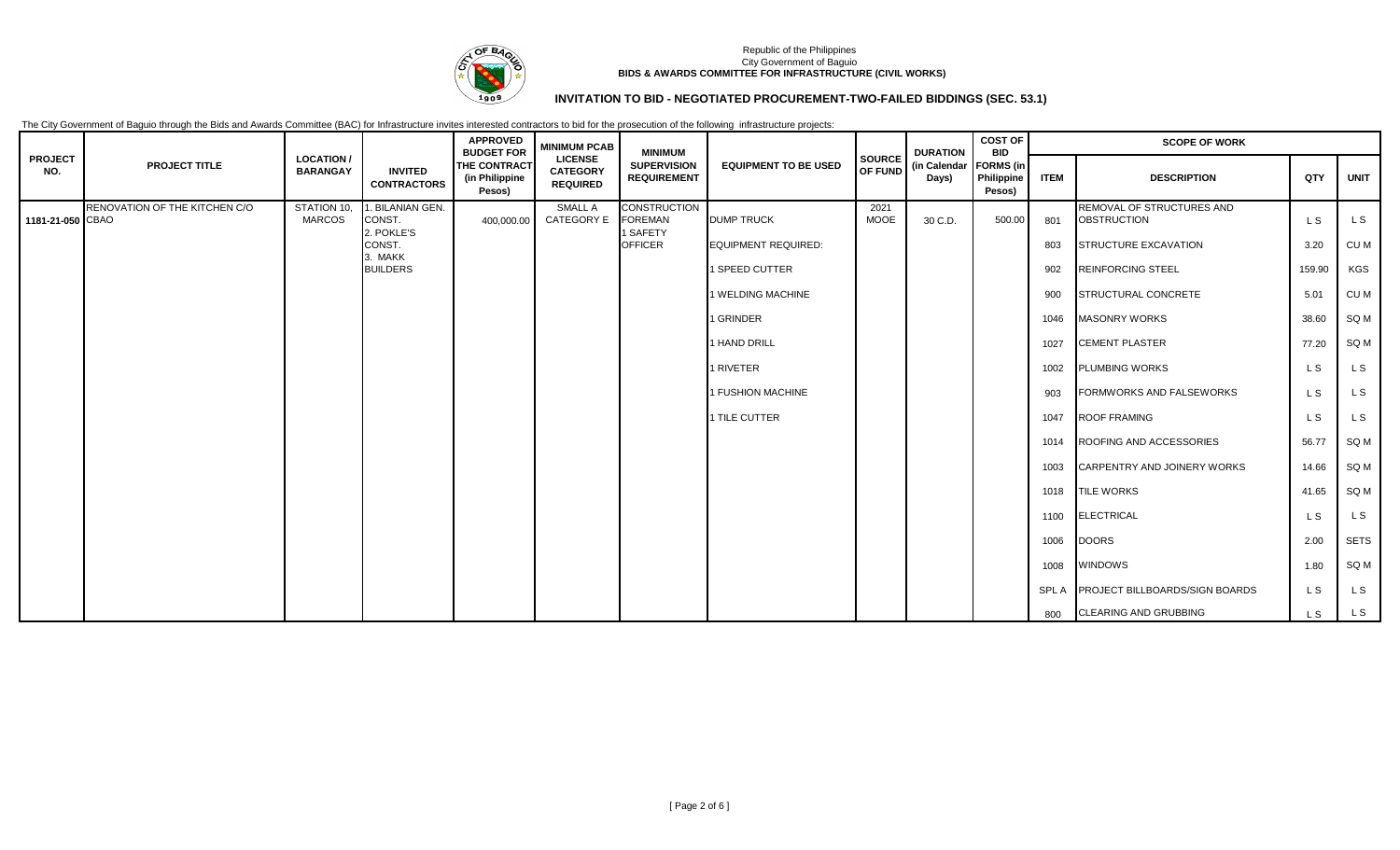Republic of the Philippines
City Government of Baguio
**BIDS & AWARDS COMMITTEE FOR INFRASTRUCTURE (CIVIL WORKS)**

## INVITATION TO BID - NEGOTIATED PROCUREMENT-TWO-FAILED BIDDINGS (SEC. 53.1)

The City Government of Baguio through the Bids and Awards Committee (BAC) for Infrastructure invites interested contractors to bid for the prosecution of the following infrastructure projects:

| PROJECT NO. | PROJECT TITLE | LOCATION / BARANGAY | INVITED CONTRACTORS | APPROVED BUDGET FOR THE CONTRACT (in Philippine Pesos) | MINIMUM PCAB LICENSE CATEGORY REQUIRED | MINIMUM SUPERVISION REQUIREMENT | EQUIPMENT TO BE USED | SOURCE OF FUND | DURATION (in Calendar Days) | COST OF BID FORMS (in Philippine Pesos) | SCOPE OF WORK | | | |
|---|---|---|---|---|---|---|---|---|---|---|---|---|---|---|
| | | | | | | | | | | | ITEM | DESCRIPTION | QTY | UNIT |
| 1181-21-050 | RENOVATION OF THE KITCHEN C/O CBAO | STATION 10, MARCOS | 1. BILANIAN GEN. CONST. 2. POKLE'S CONST. 3. MAKK BUILDERS | 400,000.00 | SMALL A CATEGORY E | CONSTRUCTION FOREMAN 1 SAFETY OFFICER | DUMP TRUCK | 2021 MOOE | 30 C.D. | 500.00 | 801 | REMOVAL OF STRUCTURES AND OBSTRUCTION | L S | L S |
| | | | | | | | EQUIPMENT REQUIRED: | | | | 803 | STRUCTURE EXCAVATION | 3.20 | CU M |
| | | | | | | | 1 SPEED CUTTER | | | | 902 | REINFORCING STEEL | 159.90 | KGS |
| | | | | | | | 1 WELDING MACHINE | | | | 900 | STRUCTURAL CONCRETE | 5.01 | CU M |
| | | | | | | | 1 GRINDER | | | | 1046 | MASONRY WORKS | 38.60 | SQ M |
| | | | | | | | 1 HAND DRILL | | | | 1027 | CEMENT PLASTER | 77.20 | SQ M |
| | | | | | | | 1 RIVETER | | | | 1002 | PLUMBING WORKS | L S | L S |
| | | | | | | | 1 FUSHION MACHINE | | | | 903 | FORMWORKS AND FALSEWORKS | L S | L S |
| | | | | | | | 1 TILE CUTTER | | | | 1047 | ROOF FRAMING | L S | L S |
| | | | | | | | | | | | 1014 | ROOFING AND ACCESSORIES | 56.77 | SQ M |
| | | | | | | | | | | | 1003 | CARPENTRY AND JOINERY WORKS | 14.66 | SQ M |
| | | | | | | | | | | | 1018 | TILE WORKS | 41.65 | SQ M |
| | | | | | | | | | | | 1100 | ELECTRICAL | L S | L S |
| | | | | | | | | | | | 1006 | DOORS | 2.00 | SETS |
| | | | | | | | | | | | 1008 | WINDOWS | 1.80 | SQ M |
| | | | | | | | | | | | SPL A | PROJECT BILLBOARDS/SIGN BOARDS | L S | L S |
| | | | | | | | | | | | 800 | CLEARING AND GRUBBING | L S | L S |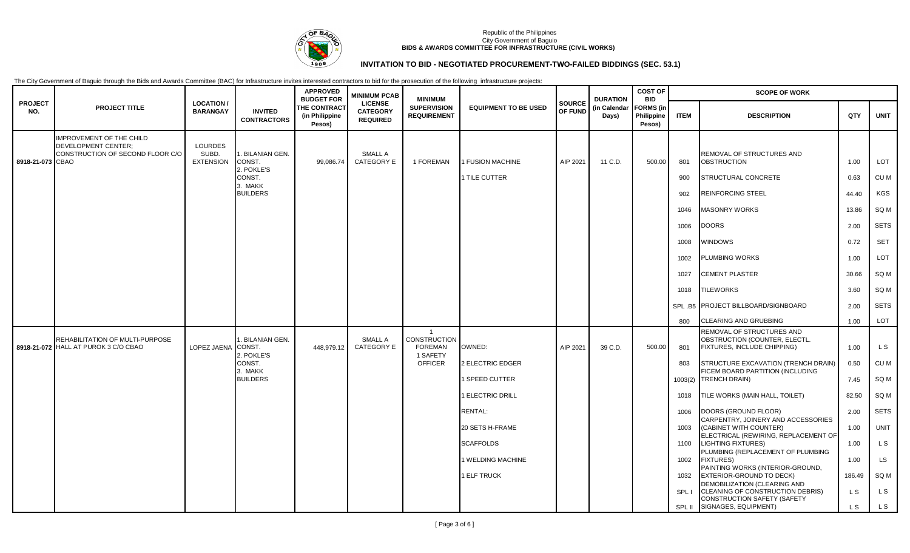Republic of the Philippines
City Government of Baguio
**BIDS & AWARDS COMMITTEE FOR INFRASTRUCTURE (CIVIL WORKS)**

## INVITATION TO BID - NEGOTIATED PROCUREMENT-TWO-FAILED BIDDINGS (SEC. 53.1)

The City Government of Baguio through the Bids and Awards Committee (BAC) for Infrastructure invites interested contractors to bid for the prosecution of the following infrastructure projects:

| PROJECT NO. | PROJECT TITLE | LOCATION / BARANGAY | INVITED CONTRACTORS | APPROVED BUDGET FOR THE CONTRACT (in Philippine Pesos) | MINIMUM PCAB LICENSE CATEGORY REQUIRED | MINIMUM SUPERVISION REQUIREMENT | EQUIPMENT TO BE USED | SOURCE OF FUND | DURATION (in Calendar Days) | COST OF BID FORMS (in Philippine Pesos) | SCOPE OF WORK | | | |
|---|---|---|---|---|---|---|---|---|---|---|---|---|---|---|
| | | | | | | | | | | | ITEM | DESCRIPTION | QTY | UNIT |
| 8918-21-073 | IMPROVEMENT OF THE CHILD DEVELOPMENT CENTER; CONSTRUCTION OF SECOND FLOOR C/O CBAO | LOURDES SUBD. EXTENSION | 1. BILANIAN GEN. CONST. 2. POKLE'S CONST. 3. MAKK BUILDERS | 99,086.74 | SMALL A CATEGORY E | 1 FOREMAN | 1 FUSION MACHINE | AIP 2021 | 11 C.D. | 500.00 | 801 | REMOVAL OF STRUCTURES AND OBSTRUCTION | 1.00 | LOT |
| | | | | | | | 1 TILE CUTTER | | | | 900 | STRUCTURAL CONCRETE | 0.63 | CU M |
| | | | | | | | | | | | 902 | REINFORCING STEEL | 44.40 | KGS |
| | | | | | | | | | | | 1046 | MASONRY WORKS | 13.86 | SQ M |
| | | | | | | | | | | | 1006 | DOORS | 2.00 | SETS |
| | | | | | | | | | | | 1008 | WINDOWS | 0.72 | SET |
| | | | | | | | | | | | 1002 | PLUMBING WORKS | 1.00 | LOT |
| | | | | | | | | | | | 1027 | CEMENT PLASTER | 30.66 | SQ M |
| | | | | | | | | | | | 1018 | TILEWORKS | 3.60 | SQ M |
| | | | | | | | | | | | SPL .B5 | PROJECT BILLBOARD/SIGNBOARD | 2.00 | SETS |
| | | | | | | | | | | | 800 | CLEARING AND GRUBBING | 1.00 | LOT |
| 8918-21-072 | REHABILITATION OF MULTI-PURPOSE HALL AT PUROK 3 C/O CBAO | LOPEZ JAENA | 1. BILANIAN GEN. CONST. 2. POKLE'S CONST. 3. MAKK BUILDERS | 448,979.12 | SMALL A CATEGORY E | 1 CONSTRUCTION FOREMAN 1 SAFETY OFFICER | OWNED: | AIP 2021 | 39 C.D. | 500.00 | 801 | REMOVAL OF STRUCTURES AND OBSTRUCTION (COUNTER, ELECTL. FIXTURES, INCLUDE CHIPPING) | 1.00 | L S |
| | | | | | | | 2 ELECTRIC EDGER | | | | 803 | STRUCTURE EXCAVATION (TRENCH DRAIN) | 0.50 | CU M |
| | | | | | | | 1 SPEED CUTTER | | | | 1003(2) | FICEM BOARD PARTITION (INCLUDING TRENCH DRAIN) | 7.45 | SQ M |
| | | | | | | | 1 ELECTRIC DRILL | | | | 1018 | TILE WORKS (MAIN HALL, TOILET) | 82.50 | SQ M |
| | | | | | | | RENTAL: | | | | 1006 | DOORS (GROUND FLOOR) | 2.00 | SETS |
| | | | | | | | 20 SETS H-FRAME | | | | 1003 | CARPENTRY, JOINERY AND ACCESSORIES (CABINET WITH COUNTER) | 1.00 | UNIT |
| | | | | | | | SCAFFOLDS | | | | 1100 | ELECTRICAL (REWIRING, REPLACEMENT OF LIGHTING FIXTURES) | 1.00 | L S |
| | | | | | | | 1 WELDING MACHINE | | | | 1002 | PLUMBING (REPLACEMENT OF PLUMBING FIXTURES) | 1.00 | LS |
| | | | | | | | 1 ELF TRUCK | | | | 1032 | PAINTING WORKS (INTERIOR-GROUND, EXTERIOR-GROUND TO DECK) | 186.49 | SQ M |
| | | | | | | | | | | | SPL I | DEMOBILIZATION (CLEARING AND CLEANING OF CONSTRUCTION DEBRIS) | L S | L S |
| | | | | | | | | | | | SPL II | CONSTRUCTION SAFETY (SAFETY SIGNAGES, EQUIPMENT) | L S | L S |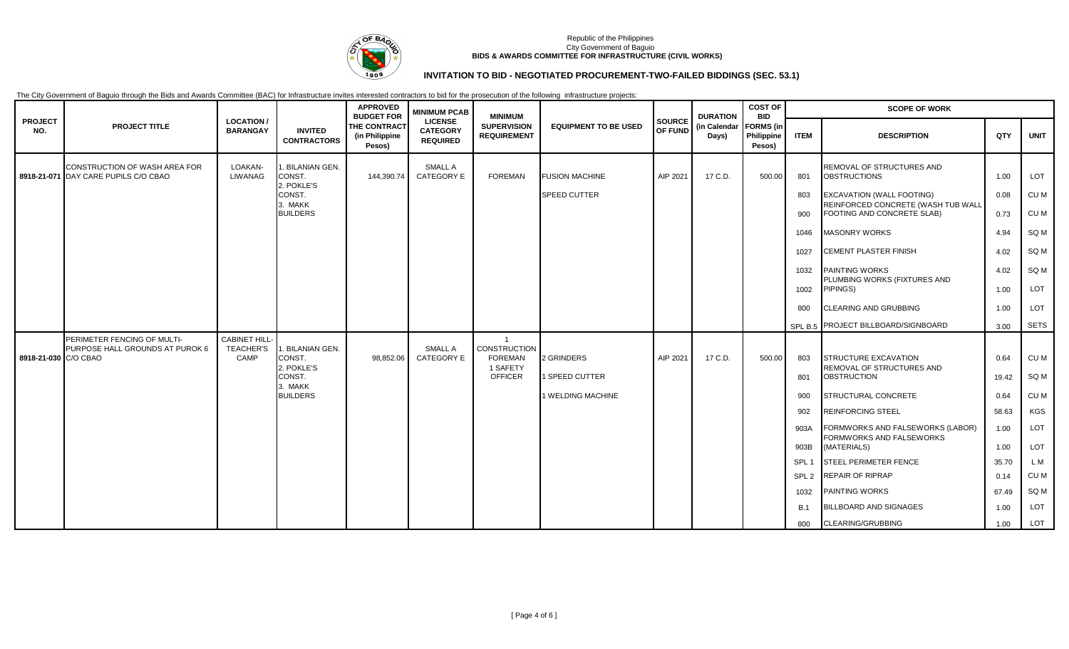Republic of the Philippines
City Government of Baguio
**BIDS & AWARDS COMMITTEE FOR INFRASTRUCTURE (CIVIL WORKS)**

## INVITATION TO BID - NEGOTIATED PROCUREMENT-TWO-FAILED BIDDINGS (SEC. 53.1)

The City Government of Baguio through the Bids and Awards Committee (BAC) for Infrastructure invites interested contractors to bid for the prosecution of the following infrastructure projects:

| PROJECT NO. | PROJECT TITLE | LOCATION / BARANGAY | INVITED CONTRACTORS | APPROVED BUDGET FOR THE CONTRACT (in Philippine Pesos) | MINIMUM PCAB LICENSE CATEGORY REQUIRED | MINIMUM SUPERVISION REQUIREMENT | EQUIPMENT TO BE USED | SOURCE OF FUND | DURATION (in Calendar Days) | COST OF BID FORMS (in Philippine Pesos) | SCOPE OF WORK | | | |
|---|---|---|---|---|---|---|---|---|---|---|---|---|---|---|
| | | | | | | | | | | | ITEM | DESCRIPTION | QTY | UNIT |
| 8918-21-071 | CONSTRUCTION OF WASH AREA FOR DAY CARE PUPILS C/O CBAO | LOAKAN-LIWANAG | 1. BILANIAN GEN. CONST. 2. POKLE'S CONST. 3. MAKK BUILDERS | 144,390.74 | SMALL A CATEGORY E | FOREMAN | FUSION MACHINE | AIP 2021 | 17 C.D. | 500.00 | 801 | REMOVAL OF STRUCTURES AND OBSTRUCTIONS | 1.00 | LOT |
| | | | | | | | SPEED CUTTER | | | | 803 | EXCAVATION (WALL FOOTING) | 0.08 | CU M |
| | | | | | | | | | | | 900 | REINFORCED CONCRETE (WASH TUB WALL FOOTING AND CONCRETE SLAB) | 0.73 | CU M |
| | | | | | | | | | | | 1046 | MASONRY WORKS | 4.94 | SQ M |
| | | | | | | | | | | | 1027 | CEMENT PLASTER FINISH | 4.02 | SQ M |
| | | | | | | | | | | | 1032 | PAINTING WORKS | 4.02 | SQ M |
| | | | | | | | | | | | 1002 | PLUMBING WORKS (FIXTURES AND PIPINGS) | 1.00 | LOT |
| | | | | | | | | | | | 800 | CLEARING AND GRUBBING | 1.00 | LOT |
| | | | | | | | | | | | SPL B.5 | PROJECT BILLBOARD/SIGNBOARD | 3.00 | SETS |
| 8918-21-030 | PERIMETER FENCING OF MULTI-PURPOSE HALL GROUNDS AT PUROK 6 C/O CBAO | CABINET HILL-TEACHER'S CAMP | 1. BILANIAN GEN. CONST. 2. POKLE'S CONST. 3. MAKK BUILDERS | 98,852.06 | SMALL A CATEGORY E | 1 CONSTRUCTION FOREMAN 1 SAFETY OFFICER | 2 GRINDERS | AIP 2021 | 17 C.D. | 500.00 | 803 | STRUCTURE EXCAVATION | 0.64 | CU M |
| | | | | | | | 1 SPEED CUTTER | | | | 801 | REMOVAL OF STRUCTURES AND OBSTRUCTION | 19.42 | SQ M |
| | | | | | | | 1 WELDING MACHINE | | | | 900 | STRUCTURAL CONCRETE | 0.64 | CU M |
| | | | | | | | | | | | 902 | REINFORCING STEEL | 58.63 | KGS |
| | | | | | | | | | | | 903A | FORMWORKS AND FALSEWORKS (LABOR) | 1.00 | LOT |
| | | | | | | | | | | | 903B | FORMWORKS AND FALSEWORKS (MATERIALS) | 1.00 | LOT |
| | | | | | | | | | | | SPL 1 | STEEL PERIMETER FENCE | 35.70 | L M |
| | | | | | | | | | | | SPL 2 | REPAIR OF RIPRAP | 0.14 | CU M |
| | | | | | | | | | | | 1032 | PAINTING WORKS | 67.49 | SQ M |
| | | | | | | | | | | | B.1 | BILLBOARD AND SIGNAGES | 1.00 | LOT |
| | | | | | | | | | | | 800 | CLEARING/GRUBBING | 1.00 | LOT |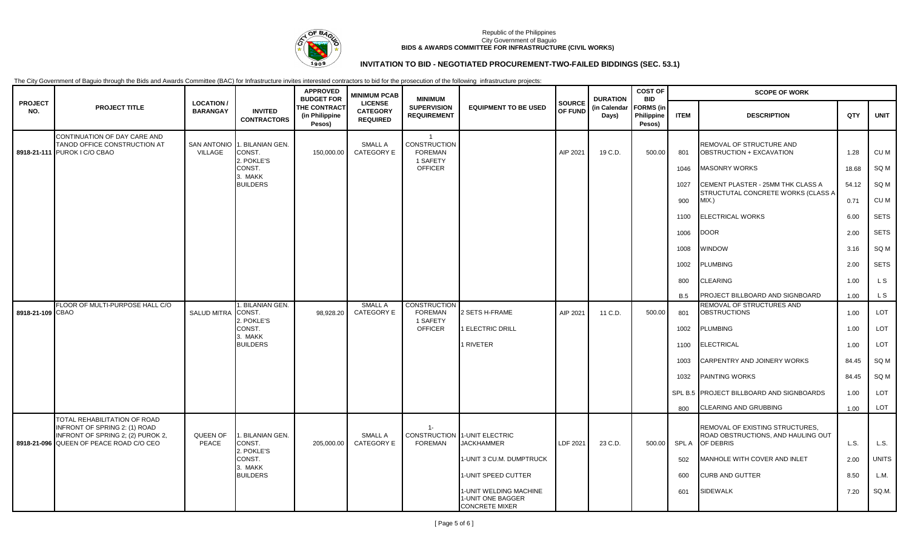Republic of the Philippines
City Government of Baguio
**BIDS & AWARDS COMMITTEE FOR INFRASTRUCTURE (CIVIL WORKS)**

## INVITATION TO BID - NEGOTIATED PROCUREMENT-TWO-FAILED BIDDINGS (SEC. 53.1)

The City Government of Baguio through the Bids and Awards Committee (BAC) for Infrastructure invites interested contractors to bid for the prosecution of the following infrastructure projects:

| PROJECT NO. | PROJECT TITLE | LOCATION / BARANGAY | INVITED CONTRACTORS | APPROVED BUDGET FOR THE CONTRACT (in Philippine Pesos) | MINIMUM PCAB LICENSE CATEGORY REQUIRED | MINIMUM SUPERVISION REQUIREMENT | EQUIPMENT TO BE USED | SOURCE OF FUND | DURATION (in Calendar Days) | COST OF BID FORMS (in Philippine Pesos) | SCOPE OF WORK | | | |
|---|---|---|---|---|---|---|---|---|---|---|---|---|---|---|
| | | | | | | | | | | | ITEM | DESCRIPTION | QTY | UNIT |
| 8918-21-111 | CONTINUATION OF DAY CARE AND TANOD OFFICE CONSTRUCTION AT PUROK I C/O CBAO | SAN ANTONIO VILLAGE | 1. BILANIAN GEN. CONST. 2. POKLE'S CONST. 3. MAKK BUILDERS | 150,000.00 | SMALL A CATEGORY E | 1 CONSTRUCTION FOREMAN 1 SAFETY OFFICER | | AIP 2021 | 19 C.D. | 500.00 | 801 | REMOVAL OF STRUCTURE AND OBSTRUCTION + EXCAVATION | 1.28 | CU M |
| | | | | | | | | | | | 1046 | MASONRY WORKS | 18.68 | SQ M |
| | | | | | | | | | | | 1027 | CEMENT PLASTER - 25MM THK CLASS A | 54.12 | SQ M |
| | | | | | | | | | | | 900 | STRUCTUTAL CONCRETE WORKS (CLASS A MIX.) | 0.71 | CU M |
| | | | | | | | | | | | 1100 | ELECTRICAL WORKS | 6.00 | SETS |
| | | | | | | | | | | | 1006 | DOOR | 2.00 | SETS |
| | | | | | | | | | | | 1008 | WINDOW | 3.16 | SQ M |
| | | | | | | | | | | | 1002 | PLUMBING | 2.00 | SETS |
| | | | | | | | | | | | 800 | CLEARING | 1.00 | L S |
| | | | | | | | | | | | B.5 | PROJECT BILLBOARD AND SIGNBOARD | 1.00 | L S |
| 8918-21-109 | FLOOR OF MULTI-PURPOSE HALL C/O CBAO | SALUD MITRA | 1. BILANIAN GEN. CONST. 2. POKLE'S CONST. 3. MAKK BUILDERS | 98,928.20 | SMALL A CATEGORY E | CONSTRUCTION FOREMAN 1 SAFETY OFFICER | 2 SETS H-FRAME | AIP 2021 | 11 C.D. | 500.00 | 801 | REMOVAL OF STRUCTURES AND OBSTRUCTIONS | 1.00 | LOT |
| | | | | | | | 1 ELECTRIC DRILL | | | | 1002 | PLUMBING | 1.00 | LOT |
| | | | | | | | 1 RIVETER | | | | 1100 | ELECTRICAL | 1.00 | LOT |
| | | | | | | | | | | | 1003 | CARPENTRY AND JOINERY WORKS | 84.45 | SQ M |
| | | | | | | | | | | | 1032 | PAINTING WORKS | 84.45 | SQ M |
| | | | | | | | | | | | SPL B.5 | PROJECT BILLBOARD AND SIGNBOARDS | 1.00 | LOT |
| | | | | | | | | | | | 800 | CLEARING AND GRUBBING | 1.00 | LOT |
| 8918-21-096 | TOTAL REHABILITATION OF ROAD INFRONT OF SPRING 2: (1) ROAD INFRONT OF SPRING 2; (2) PUROK 2, QUEEN OF PEACE ROAD C/O CEO | QUEEN OF PEACE | 1. BILANIAN GEN. CONST. 2. POKLE'S CONST. 3. MAKK BUILDERS | 205,000.00 | SMALL A CATEGORY E | 1- CONSTRUCTION FOREMAN | 1-UNIT ELECTRIC JACKHAMMER | LDF 2021 | 23 C.D. | 500.00 | SPL A | REMOVAL OF EXISTING STRUCTURES, ROAD OBSTRUCTIONS, AND HAULING OUT OF DEBRIS | L.S. | L.S. |
| | | | | | | | 1-UNIT 3 CU.M. DUMPTRUCK | | | | 502 | MANHOLE WITH COVER AND INLET | 2.00 | UNITS |
| | | | | | | | 1-UNIT SPEED CUTTER | | | | 600 | CURB AND GUTTER | 8.50 | L.M. |
| | | | | | | | 1-UNIT WELDING MACHINE 1-UNIT ONE BAGGER CONCRETE MIXER | | | | 601 | SIDEWALK | 7.20 | SQ.M. |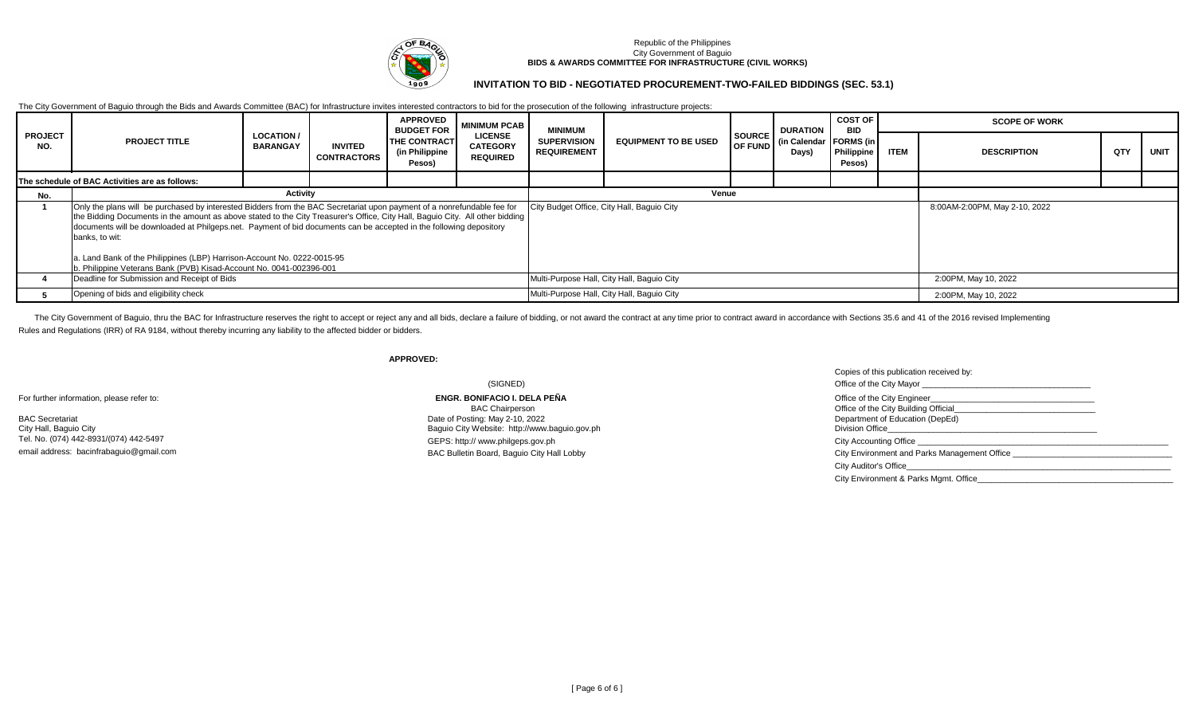Republic of the Philippines
City Government of Baguio
**BIDS & AWARDS COMMITTEE FOR INFRASTRUCTURE (CIVIL WORKS)**

## INVITATION TO BID - NEGOTIATED PROCUREMENT-TWO-FAILED BIDDINGS (SEC. 53.1)

The City Government of Baguio through the Bids and Awards Committee (BAC) for Infrastructure invites interested contractors to bid for the prosecution of the following infrastructure projects:

| PROJECT NO. | PROJECT TITLE | LOCATION / BARANGAY | INVITED CONTRACTORS | APPROVED BUDGET FOR THE CONTRACT (in Philippine Pesos) | MINIMUM PCAB LICENSE CATEGORY REQUIRED | MINIMUM SUPERVISION REQUIREMENT | EQUIPMENT TO BE USED | SOURCE OF FUND | DURATION (in Calendar Days) | COST OF BID FORMS (in Philippine Pesos) | SCOPE OF WORK | | | |
|---|---|---|---|---|---|---|---|---|---|---|---|---|---|---|
| | | | | | | | | | | | ITEM | DESCRIPTION | QTY | UNIT |

The schedule of BAC Activities are as follows:

| No. | Activity | Venue | |
|---|---|---|---|
| 1 | Only the plans will be purchased by interested Bidders from the BAC Secretariat upon payment of a nonrefundable fee for the Bidding Documents in the amount as above stated to the City Treasurer's Office, City Hall, Baguio City. All other bidding documents will be downloaded at Philgeps.net. Payment of bid documents can be accepted in the following depository banks, to wit:<br><br>a. Land Bank of the Philippines (LBP) Harrison-Account No. 0222-0015-95<br>b. Philippine Veterans Bank (PVB) Kisad-Account No. 0041-002396-001 | City Budget Office, City Hall, Baguio City | 8:00AM-2:00PM, May 2-10, 2022 |
| 4 | Deadline for Submission and Receipt of Bids | Multi-Purpose Hall, City Hall, Baguio City | 2:00PM, May 10, 2022 |
| 5 | Opening of bids and eligibility check | Multi-Purpose Hall, City Hall, Baguio City | 2:00PM, May 10, 2022 |

The City Government of Baguio, thru the BAC for Infrastructure reserves the right to accept or reject any and all bids, declare a failure of bidding, or not award the contract at any time prior to contract award in accordance with Sections 35.6 and 41 of the 2016 revised Implementing Rules and Regulations (IRR) of RA 9184, without thereby incurring any liability to the affected bidder or bidders.

**APPROVED:**

(SIGNED)

**ENGR. BONIFACIO I. DELA PEÑA**
BAC Chairperson

Date of Posting: May 2-10, 2022
Baguio City Website: http://www.baguio.gov.ph
GEPS: http:// www.philgeps.gov.ph
BAC Bulletin Board, Baguio City Hall Lobby

For further information, please refer to:

BAC Secretariat
City Hall, Baguio City
Tel. No. (074) 442-8931/(074) 442-5497
email address: bacinfrabaguio@gmail.com

Copies of this publication received by:

Office of the City Mayor ____________________
Office of the City Engineer____________________
Office of the City Building Official____________________
Department of Education (DepEd)
Division Office____________________
City Accounting Office ____________________
City Environment and Parks Management Office ____________________
City Auditor's Office____________________
City Environment & Parks Mgmt. Office____________________